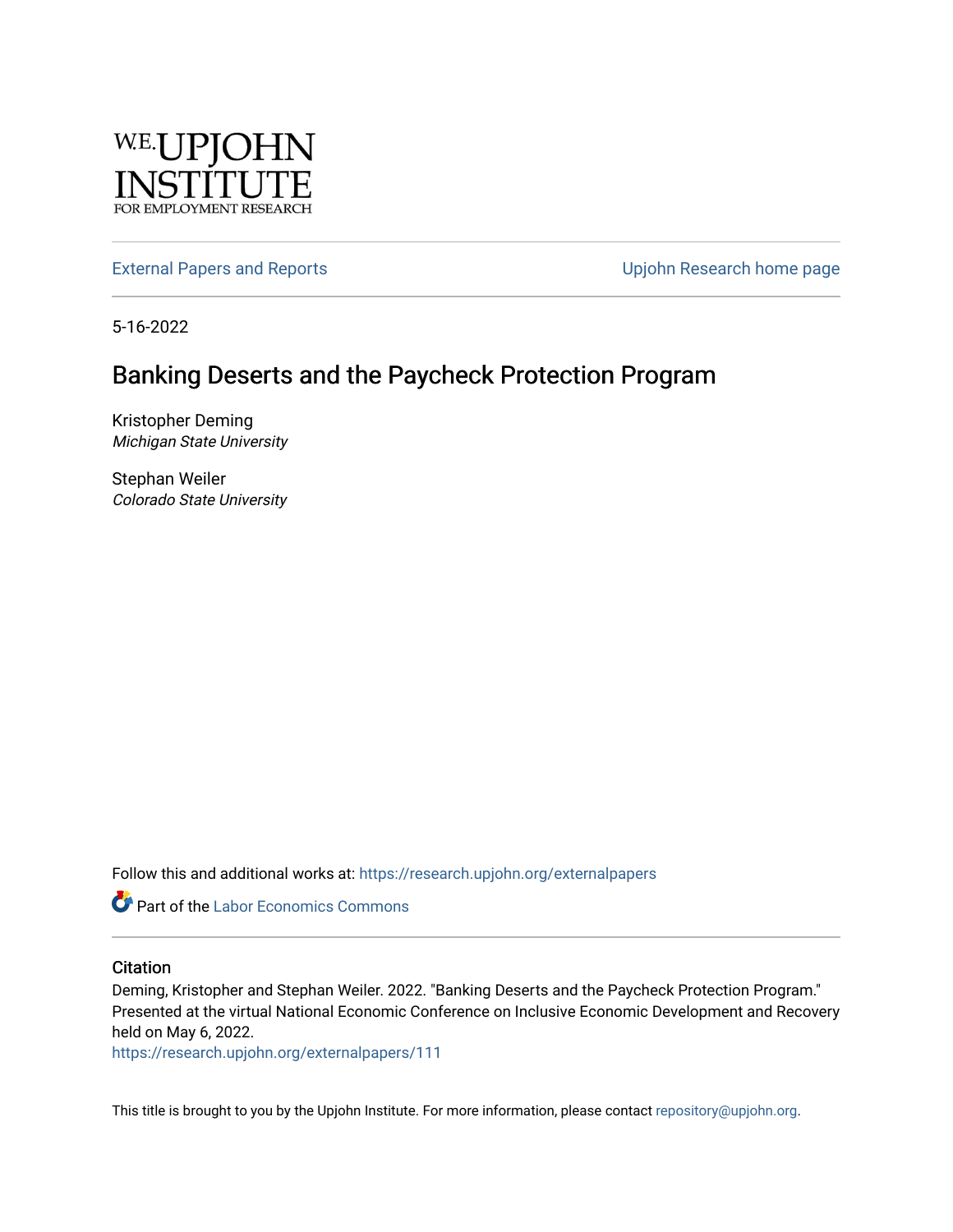W.E. UPJOHN INSTITUTE FOR EMPLOYMENT RESEARCH

External Papers and Reports

Upjohn Research home page

5-16-2022

# Banking Deserts and the Paycheck Protection Program

Kristopher Deming
*Michigan State University*

Stephan Weiler
*Colorado State University*

Follow this and additional works at: https://research.upjohn.org/externalpapers

Part of the Labor Economics Commons

## Citation

Deming, Kristopher and Stephan Weiler. 2022. "Banking Deserts and the Paycheck Protection Program." Presented at the virtual National Economic Conference on Inclusive Economic Development and Recovery held on May 6, 2022.
https://research.upjohn.org/externalpapers/111

This title is brought to you by the Upjohn Institute. For more information, please contact repository@upjohn.org.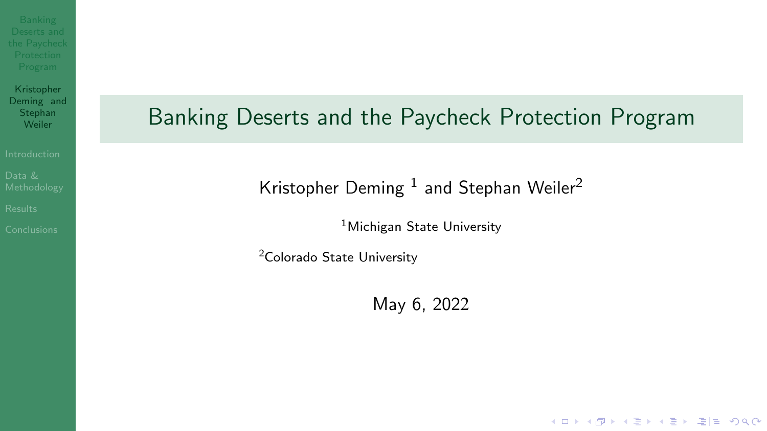# Banking Deserts and the Paycheck Protection Program

Kristopher Deming [1] and Stephan Weiler[2]

[1]Michigan State University

[2]Colorado State University

May 6, 2022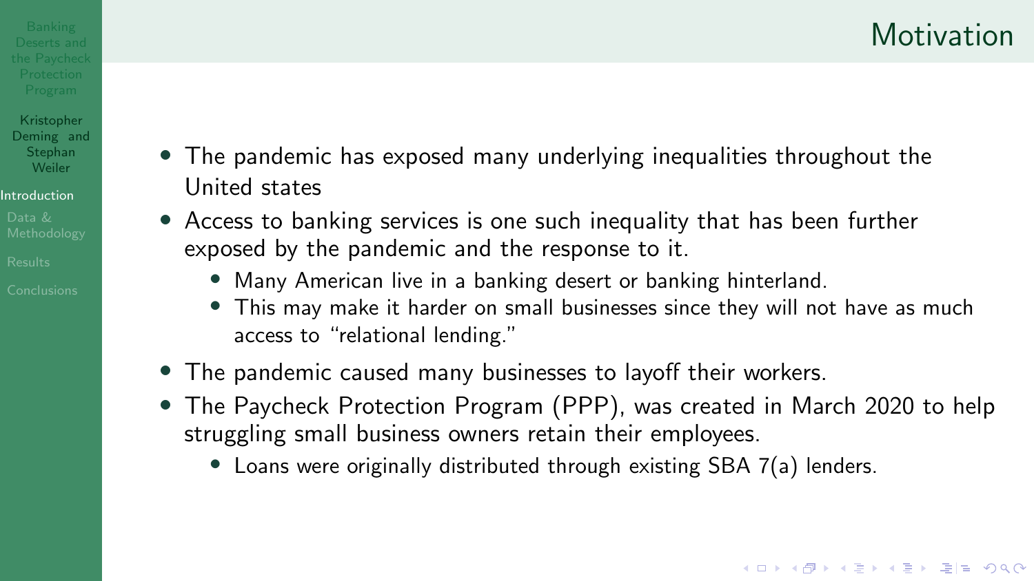# Motivation

- The pandemic has exposed many underlying inequalities throughout the United states
- Access to banking services is one such inequality that has been further exposed by the pandemic and the response to it.
    - Many American live in a banking desert or banking hinterland.
    - This may make it harder on small businesses since they will not have as much access to "relational lending."
- The pandemic caused many businesses to layoff their workers.
- The Paycheck Protection Program (PPP), was created in March 2020 to help struggling small business owners retain their employees.
    - Loans were originally distributed through existing SBA 7(a) lenders.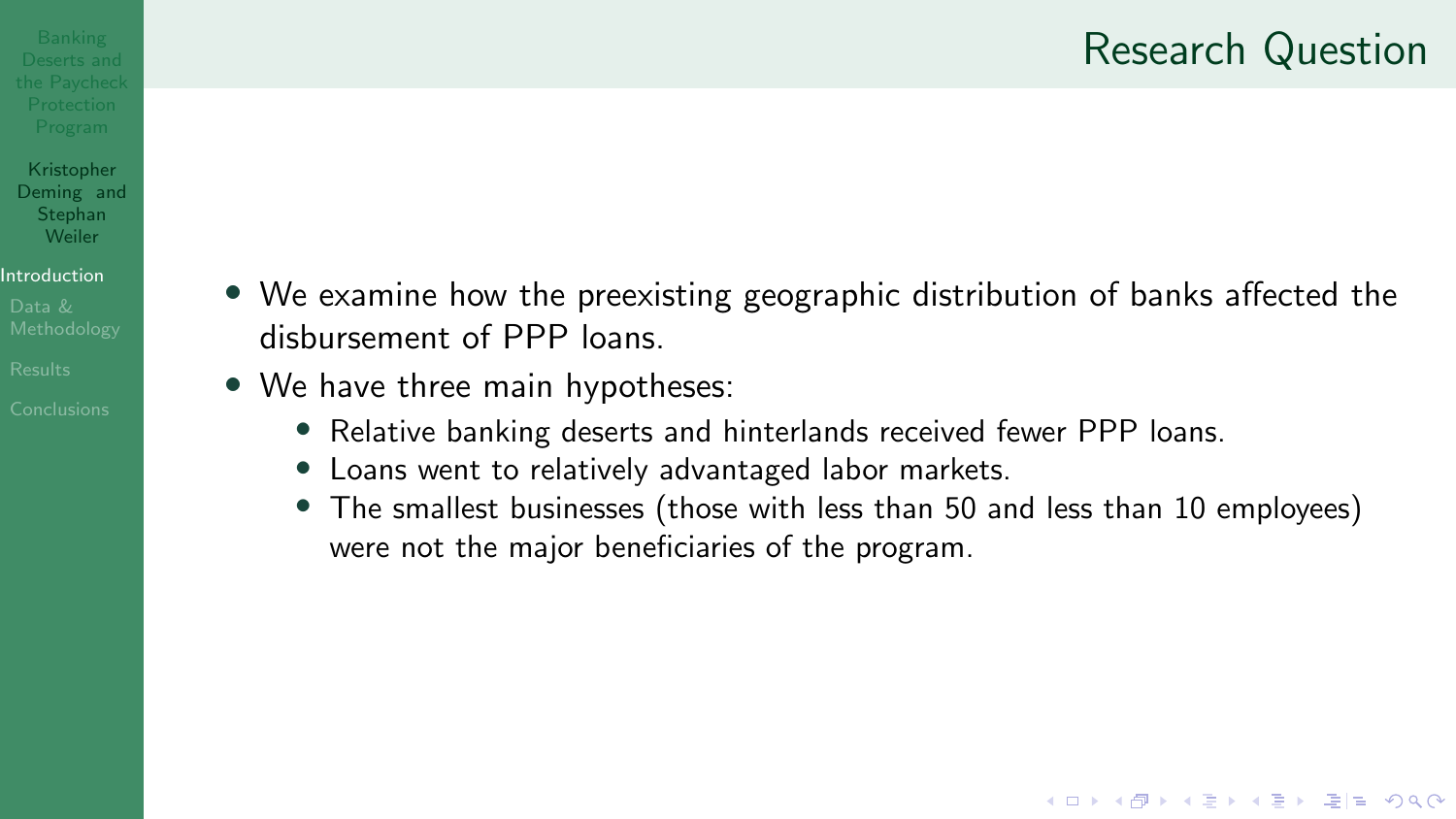# Research Question

- We examine how the preexisting geographic distribution of banks affected the disbursement of PPP loans.
- We have three main hypotheses:
  - Relative banking deserts and hinterlands received fewer PPP loans.
  - Loans went to relatively advantaged labor markets.
  - The smallest businesses (those with less than 50 and less than 10 employees) were not the major beneficiaries of the program.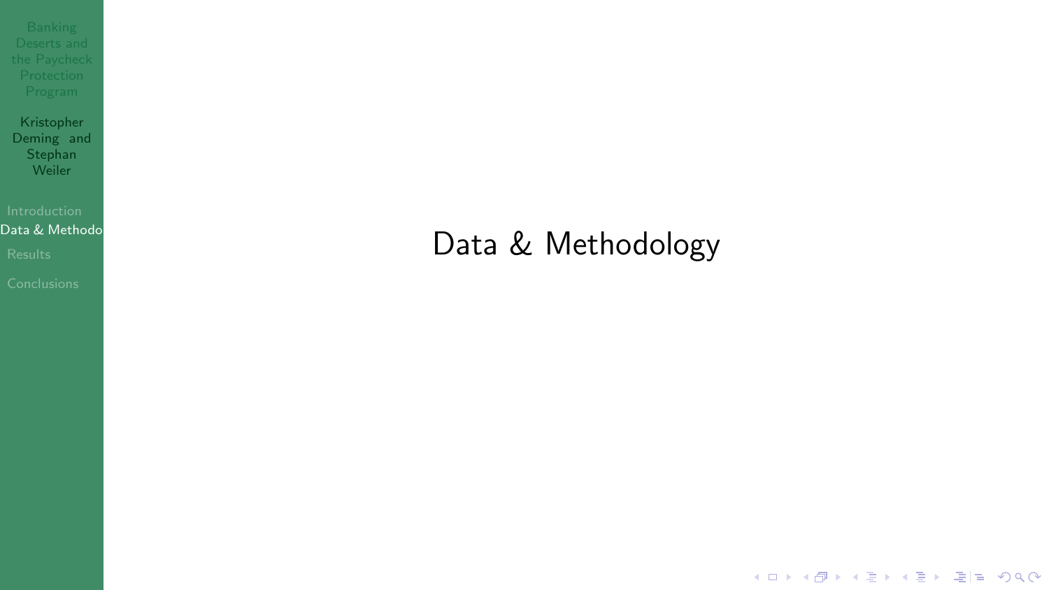# Data & Methodology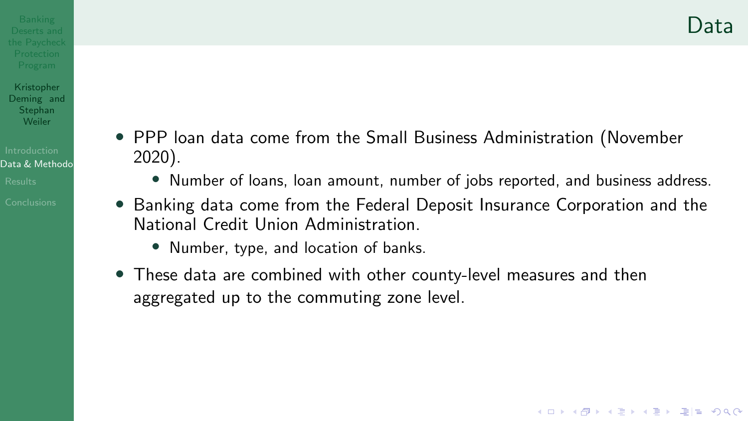# Data

- PPP loan data come from the Small Business Administration (November 2020).
  - Number of loans, loan amount, number of jobs reported, and business address.
- Banking data come from the Federal Deposit Insurance Corporation and the National Credit Union Administration.
  - Number, type, and location of banks.
- These data are combined with other county-level measures and then aggregated up to the commuting zone level.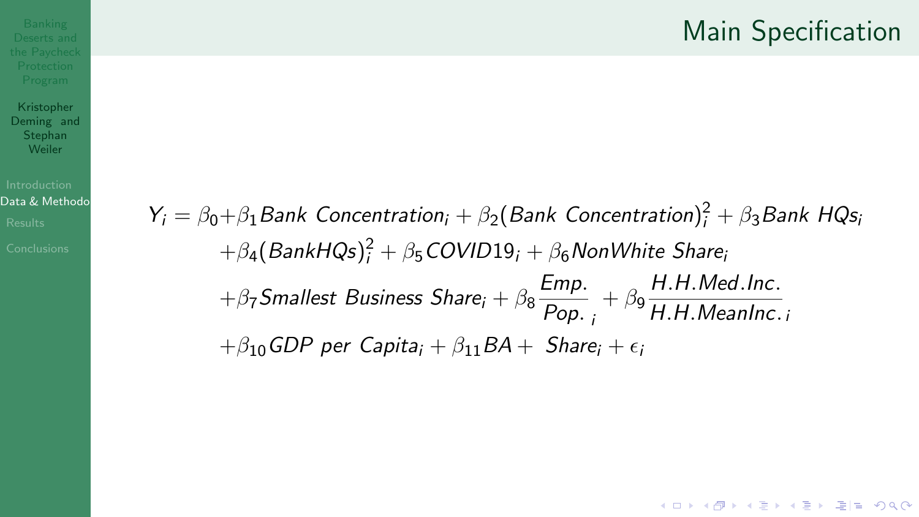# Main Specification

$$
\begin{aligned}
Y_i = \beta_0 + & \beta_1 Bank\ Concentration_i + \beta_2 (Bank\ Concentration)_i^2 + \beta_3 Bank\ HQs_i \\
& + \beta_4 (BankHQs)_i^2 + \beta_5 COVID19_i + \beta_6 NonWhite\ Share_i \\
& + \beta_7 Smallest\ Business\ Share_i + \beta_8 \frac{Emp.}{Pop.}_i + \beta_9 \frac{H.H.Med.Inc.}{H.H.MeanInc.}_i \\
& + \beta_{10} GDP\ per\ Capita_i + \beta_{11} BA + \ Share_i + \epsilon_i
\end{aligned}
$$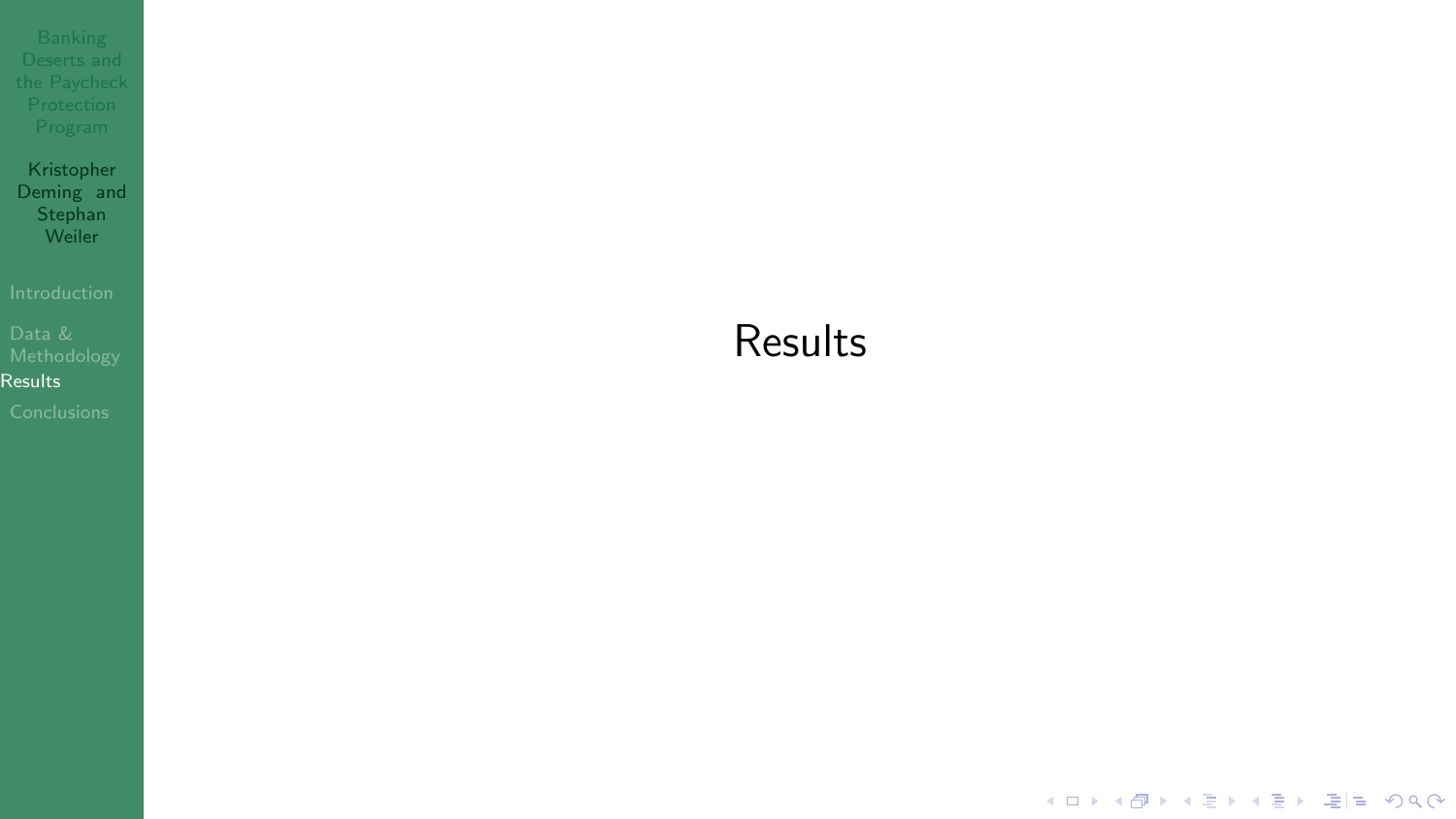# Results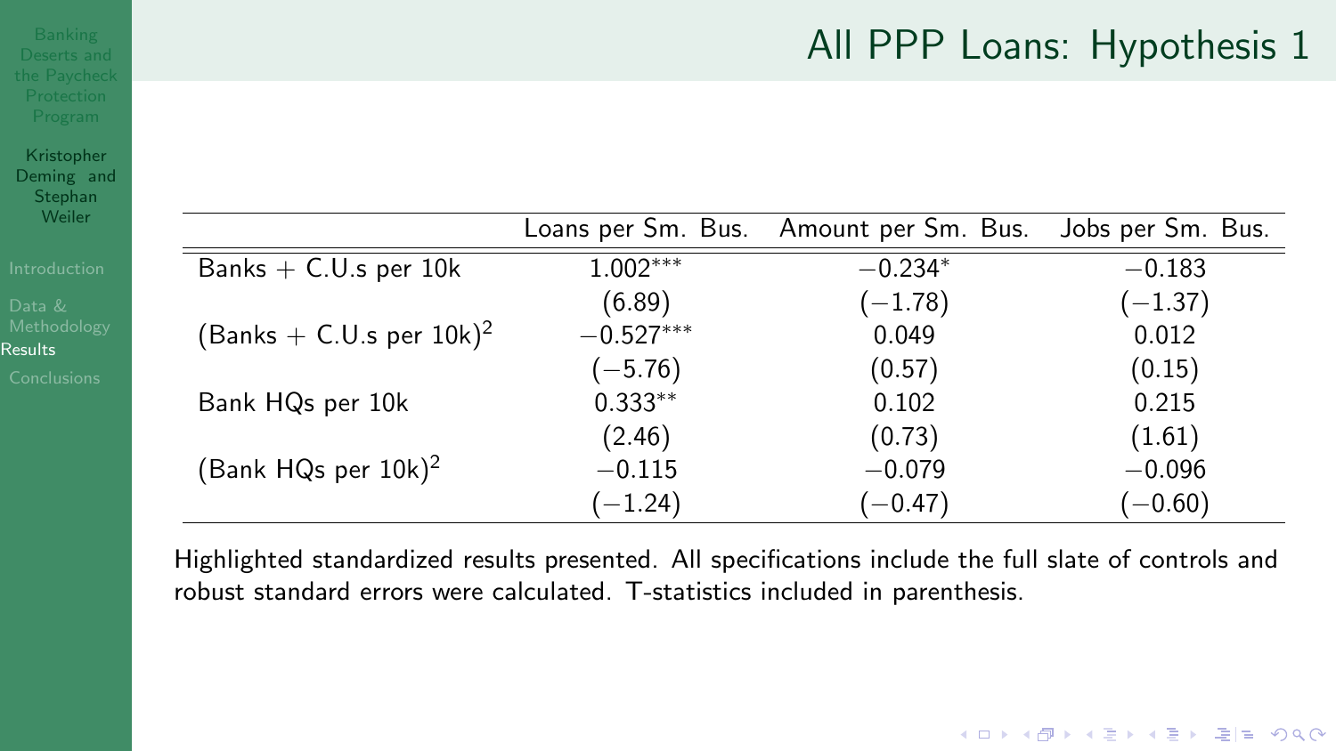# All PPP Loans: Hypothesis 1

| | Loans per Sm. Bus. | Amount per Sm. Bus. | Jobs per Sm. Bus. |
|---|---|---|---|
| Banks + C.U.s per 10k | 1.002*** | −0.234* | −0.183 |
| | (6.89) | (−1.78) | (−1.37) |
| (Banks + C.U.s per 10k)$^2$ | −0.527*** | 0.049 | 0.012 |
| | (−5.76) | (0.57) | (0.15) |
| Bank HQs per 10k | 0.333** | 0.102 | 0.215 |
| | (2.46) | (0.73) | (1.61) |
| (Bank HQs per 10k)$^2$ | −0.115 | −0.079 | −0.096 |
| | (−1.24) | (−0.47) | (−0.60) |

Highlighted standardized results presented. All specifications include the full slate of controls and robust standard errors were calculated. T-statistics included in parenthesis.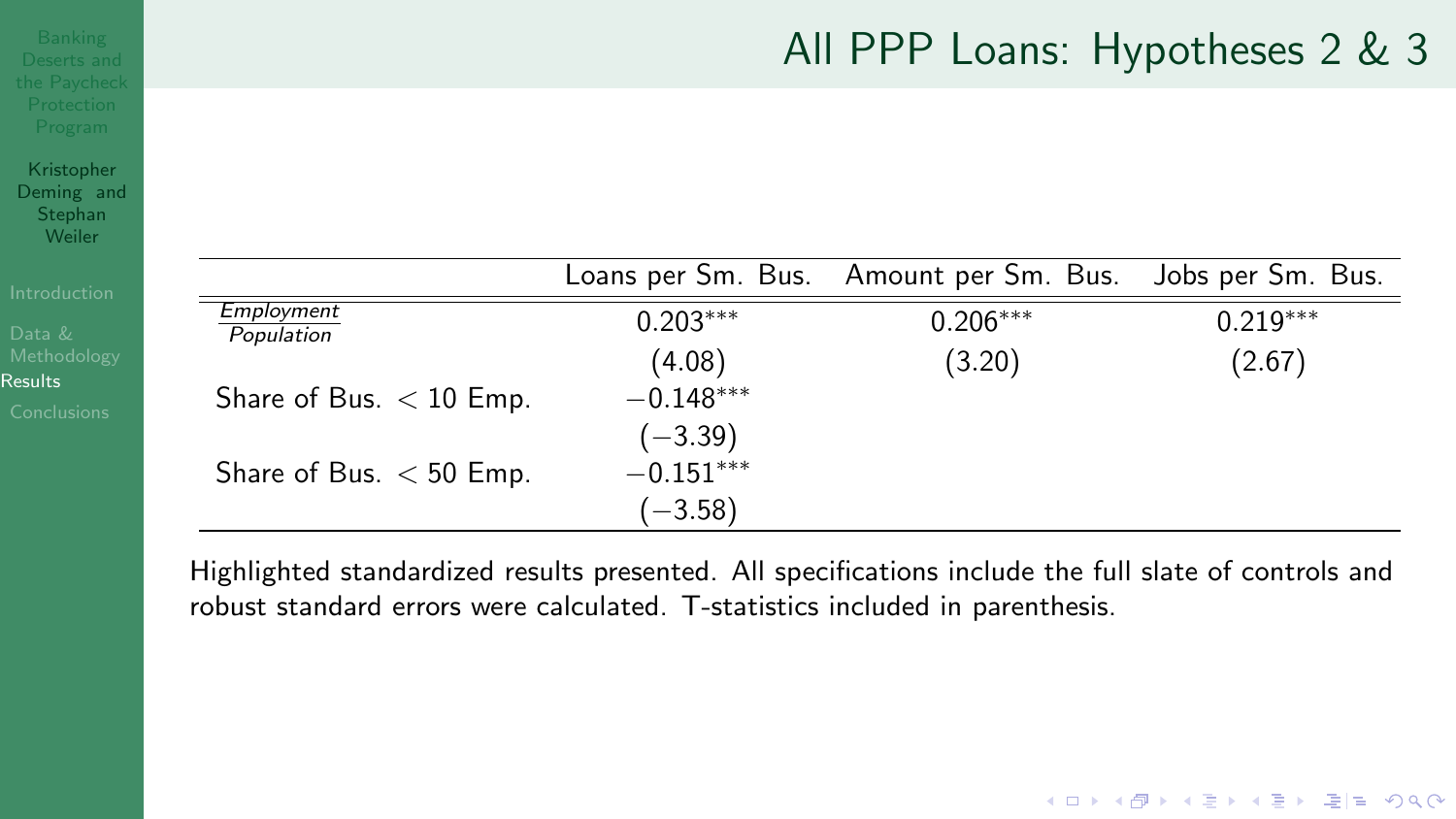# All PPP Loans: Hypotheses 2 & 3

| | Loans per Sm. Bus. | Amount per Sm. Bus. | Jobs per Sm. Bus. |
|---|---|---|---|
| $\frac{Employment}{Population}$ | $0.203^{***}$ | $0.206^{***}$ | $0.219^{***}$ |
| | (4.08) | (3.20) | (2.67) |
| Share of Bus. $<$ 10 Emp. | $-0.148^{***}$ | | |
| | $(-3.39)$ | | |
| Share of Bus. $<$ 50 Emp. | $-0.151^{***}$ | | |
| | $(-3.58)$ | | |

Highlighted standardized results presented. All specifications include the full slate of controls and robust standard errors were calculated. T-statistics included in parenthesis.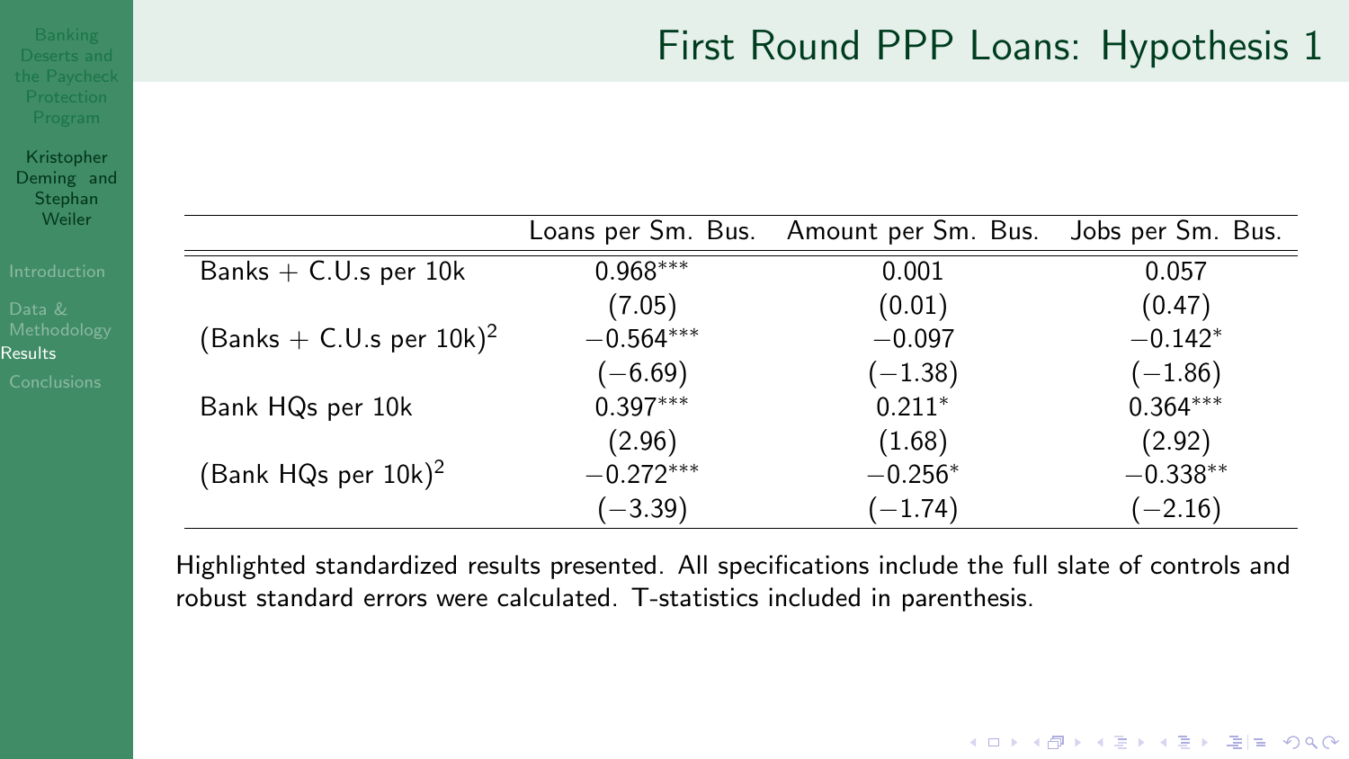## First Round PPP Loans: Hypothesis 1

| | Loans per Sm. Bus. | Amount per Sm. Bus. | Jobs per Sm. Bus. |
|---|---|---|---|
| Banks + C.U.s per 10k | $0.968^{***}$ | 0.001 | 0.057 |
| | (7.05) | (0.01) | (0.47) |
| (Banks + C.U.s per 10k)$^2$ | $-0.564^{***}$ | $-0.097$ | $-0.142^{*}$ |
| | ($-6.69$) | ($-1.38$) | ($-1.86$) |
| Bank HQs per 10k | $0.397^{***}$ | $0.211^{*}$ | $0.364^{***}$ |
| | (2.96) | (1.68) | (2.92) |
| (Bank HQs per 10k)$^2$ | $-0.272^{***}$ | $-0.256^{*}$ | $-0.338^{**}$ |
| | ($-3.39$) | ($-1.74$) | ($-2.16$) |

Highlighted standardized results presented. All specifications include the full slate of controls and robust standard errors were calculated. T-statistics included in parenthesis.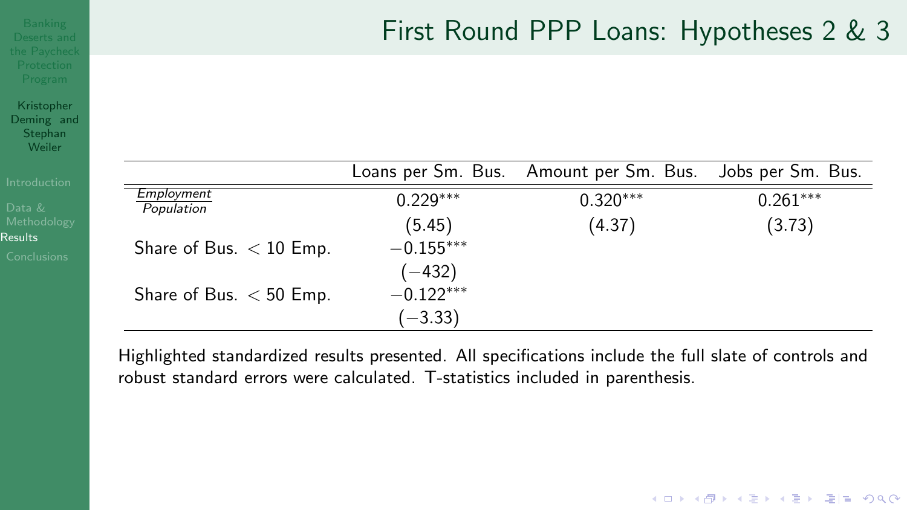# First Round PPP Loans: Hypotheses 2 & 3

| | Loans per Sm. Bus. | Amount per Sm. Bus. | Jobs per Sm. Bus. |
|---|---|---|---|
| $\frac{Employment}{Population}$ | $0.229^{***}$ | $0.320^{***}$ | $0.261^{***}$ |
| | (5.45) | (4.37) | (3.73) |
| Share of Bus. < 10 Emp. | $-0.155^{***}$ | | |
| | (−432) | | |
| Share of Bus. < 50 Emp. | $-0.122^{***}$ | | |
| | (−3.33) | | |

Highlighted standardized results presented. All specifications include the full slate of controls and robust standard errors were calculated. T-statistics included in parenthesis.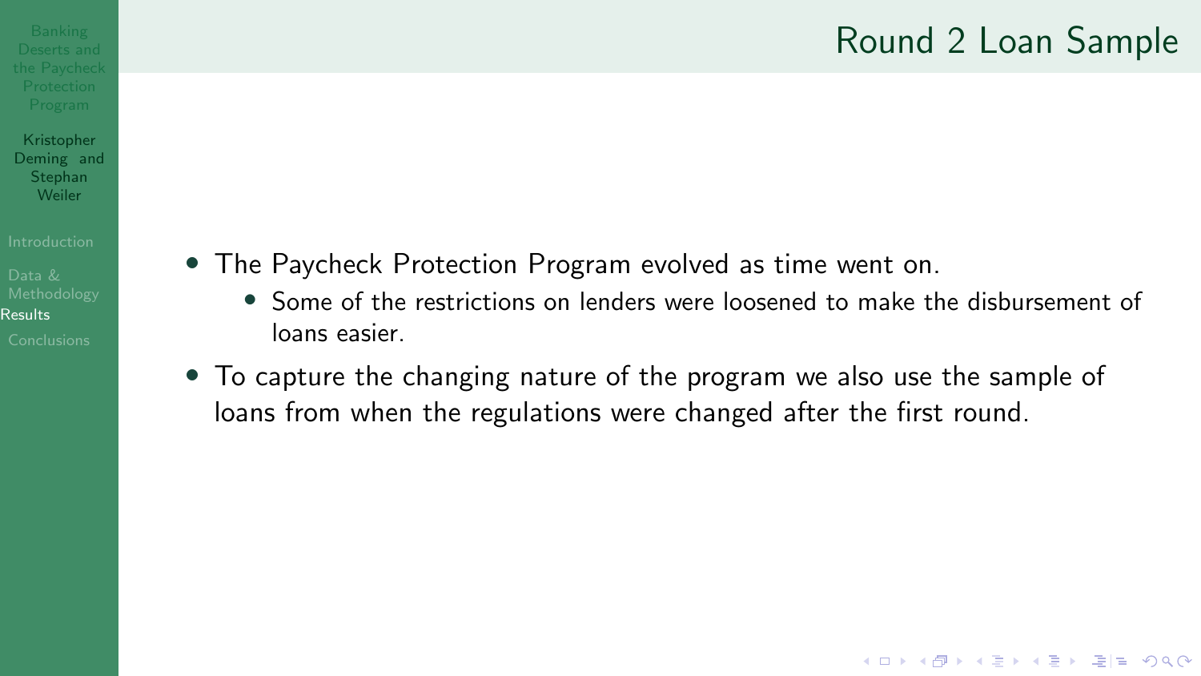## Round 2 Loan Sample

- The Paycheck Protection Program evolved as time went on.
  - Some of the restrictions on lenders were loosened to make the disbursement of loans easier.
- To capture the changing nature of the program we also use the sample of loans from when the regulations were changed after the first round.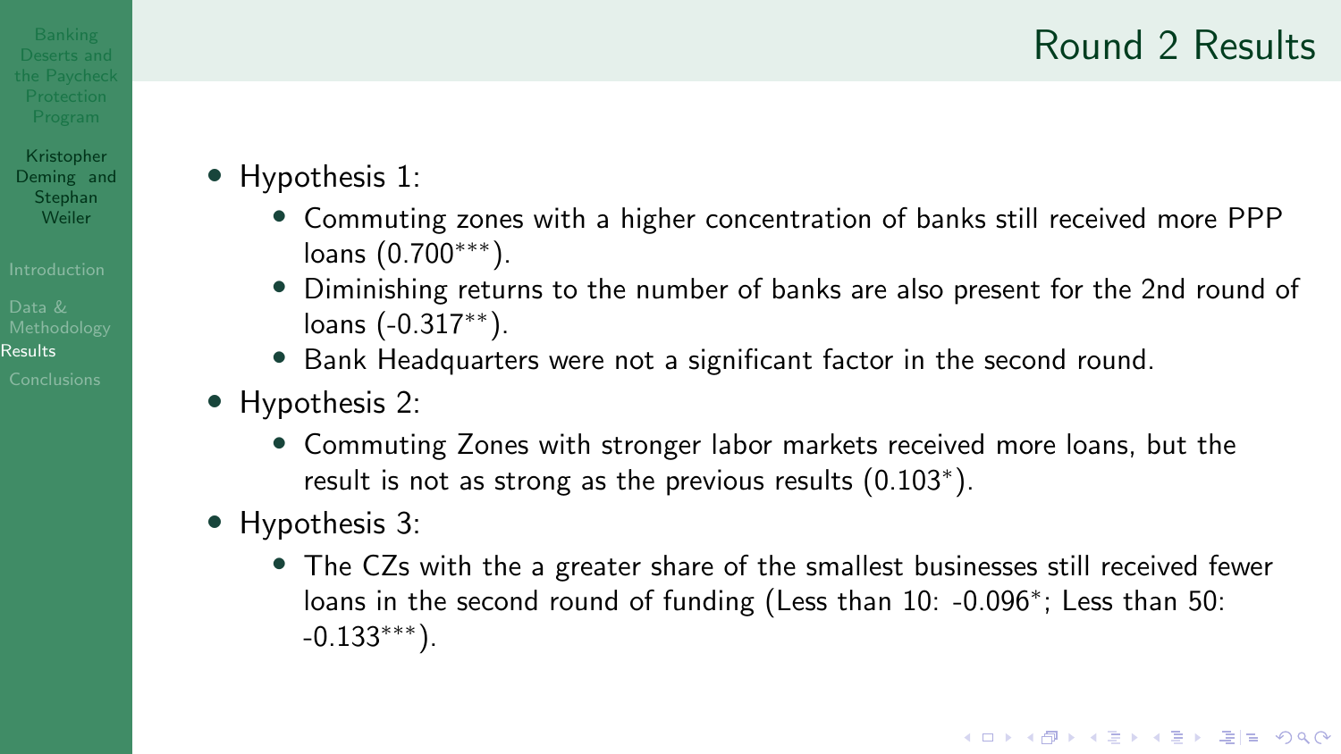## Round 2 Results

- Hypothesis 1:
  - Commuting zones with a higher concentration of banks still received more PPP loans ($0.700^{***}$).
  - Diminishing returns to the number of banks are also present for the 2nd round of loans ($-0.317^{**}$).
  - Bank Headquarters were not a significant factor in the second round.
- Hypothesis 2:
  - Commuting Zones with stronger labor markets received more loans, but the result is not as strong as the previous results ($0.103^{*}$).
- Hypothesis 3:
  - The CZs with the a greater share of the smallest businesses still received fewer loans in the second round of funding (Less than 10: $-0.096^{*}$; Less than 50: $-0.133^{***}$).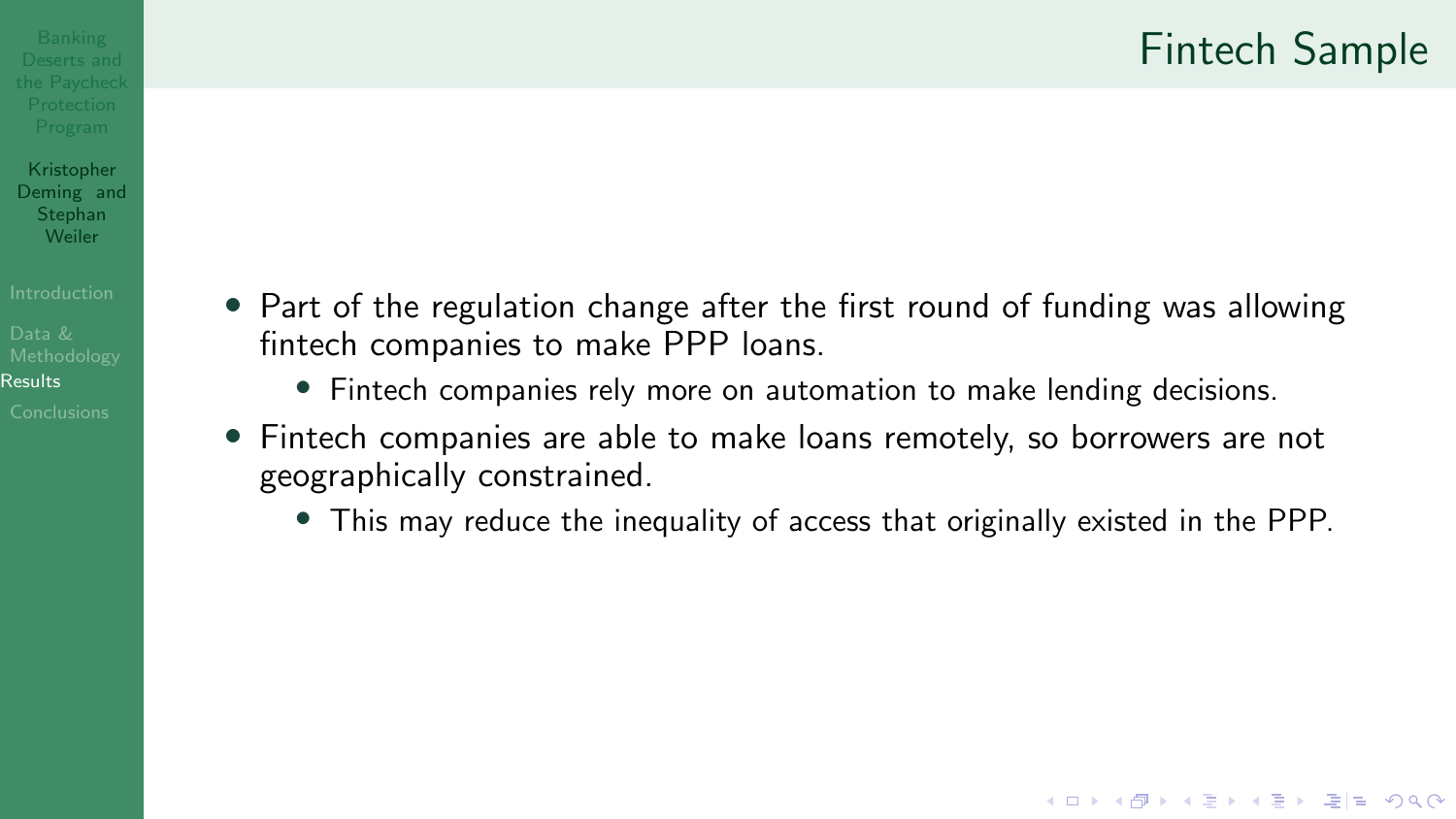## Fintech Sample

- Part of the regulation change after the first round of funding was allowing fintech companies to make PPP loans.
  - Fintech companies rely more on automation to make lending decisions.
- Fintech companies are able to make loans remotely, so borrowers are not geographically constrained.
  - This may reduce the inequality of access that originally existed in the PPP.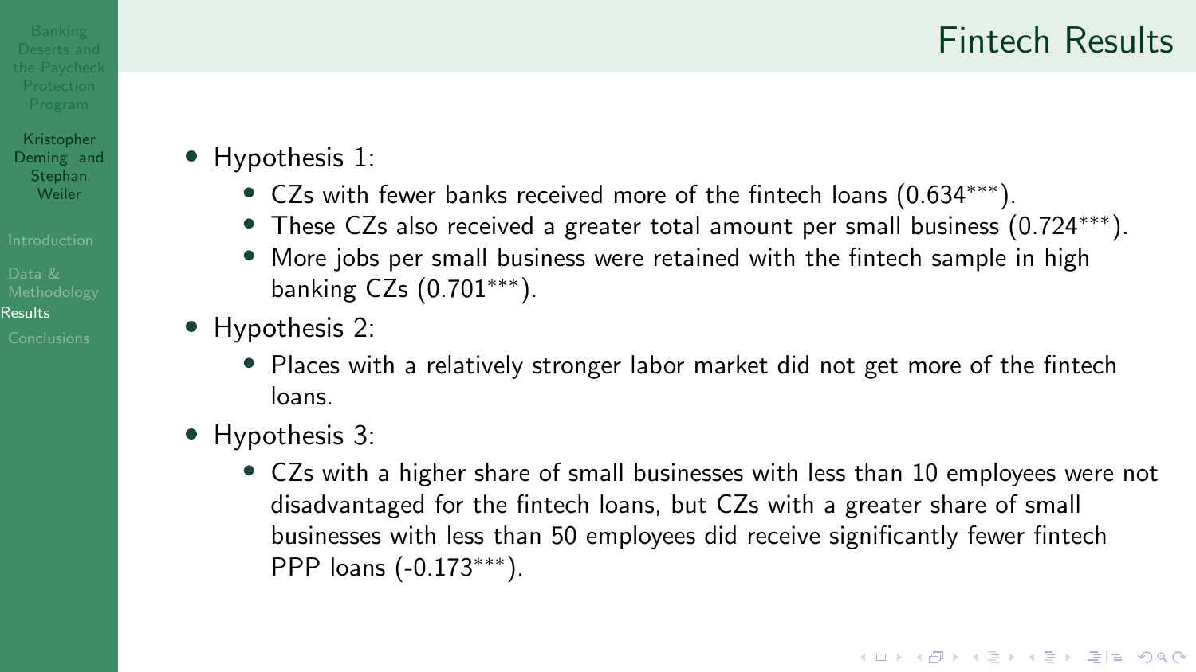# Fintech Results

- Hypothesis 1:
  - CZs with fewer banks received more of the fintech loans (0.634***).
  - These CZs also received a greater total amount per small business (0.724***).
  - More jobs per small business were retained with the fintech sample in high banking CZs (0.701***).
- Hypothesis 2:
  - Places with a relatively stronger labor market did not get more of the fintech loans.
- Hypothesis 3:
  - CZs with a higher share of small businesses with less than 10 employees were not disadvantaged for the fintech loans, but CZs with a greater share of small businesses with less than 50 employees did receive significantly fewer fintech PPP loans (-0.173***).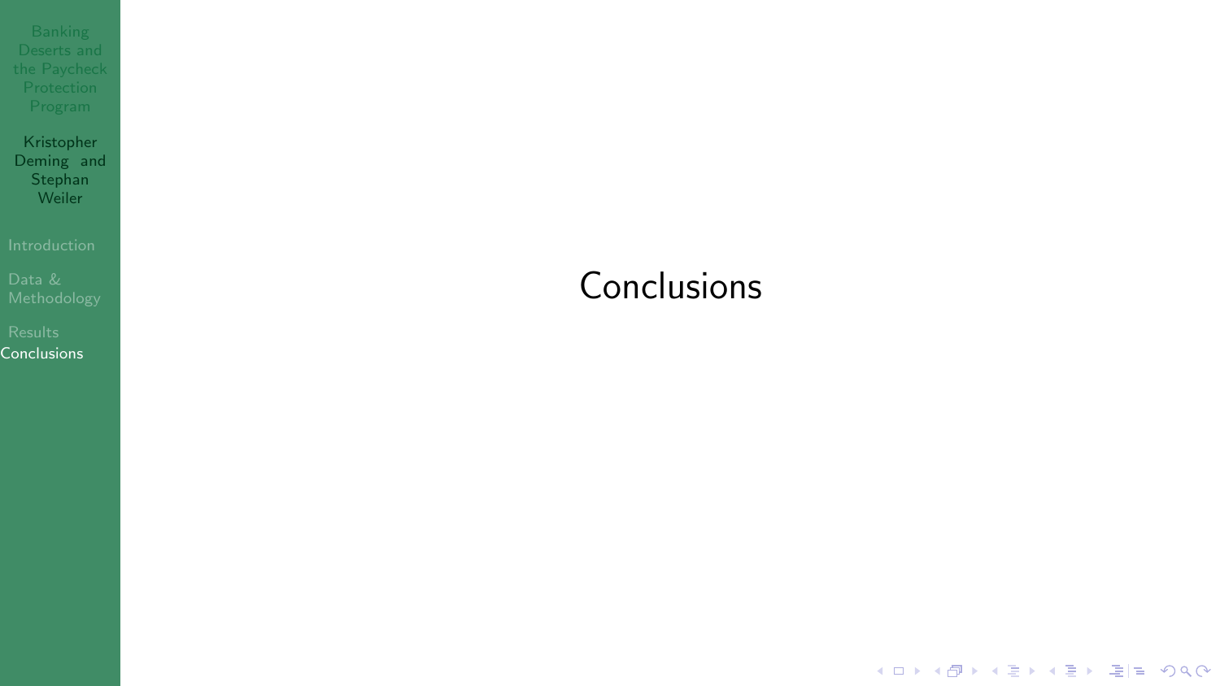# Conclusions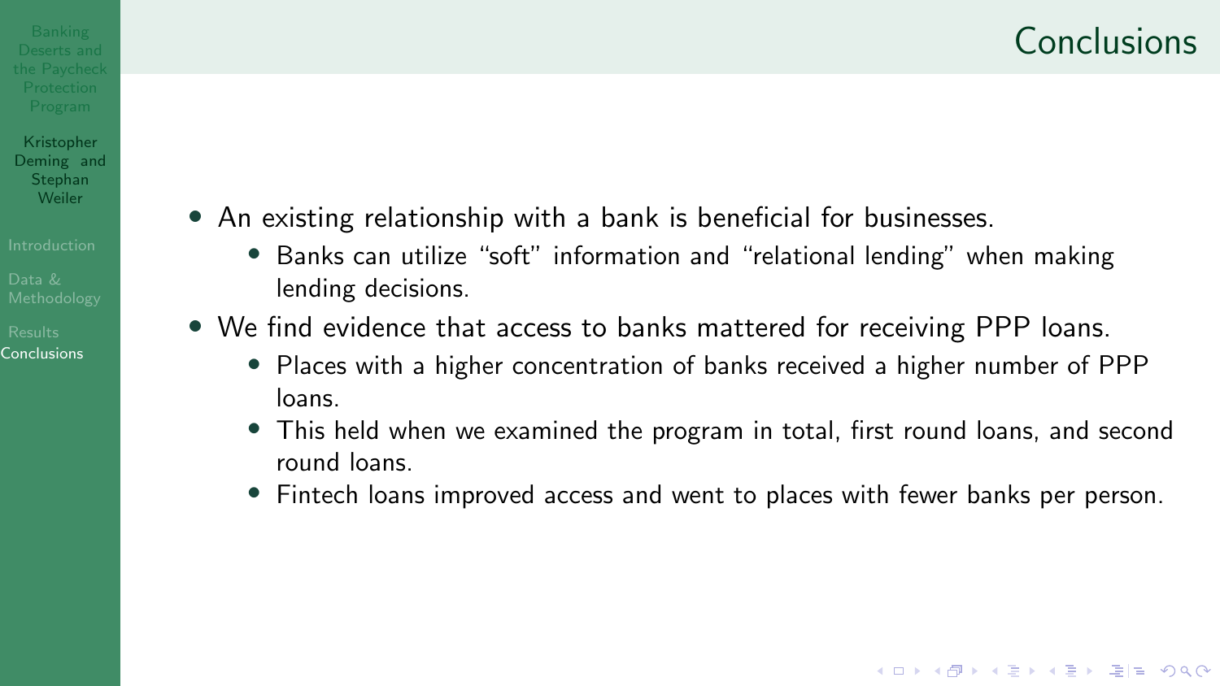# Conclusions

- An existing relationship with a bank is beneficial for businesses.
  - Banks can utilize “soft” information and “relational lending” when making lending decisions.
- We find evidence that access to banks mattered for receiving PPP loans.
  - Places with a higher concentration of banks received a higher number of PPP loans.
  - This held when we examined the program in total, first round loans, and second round loans.
  - Fintech loans improved access and went to places with fewer banks per person.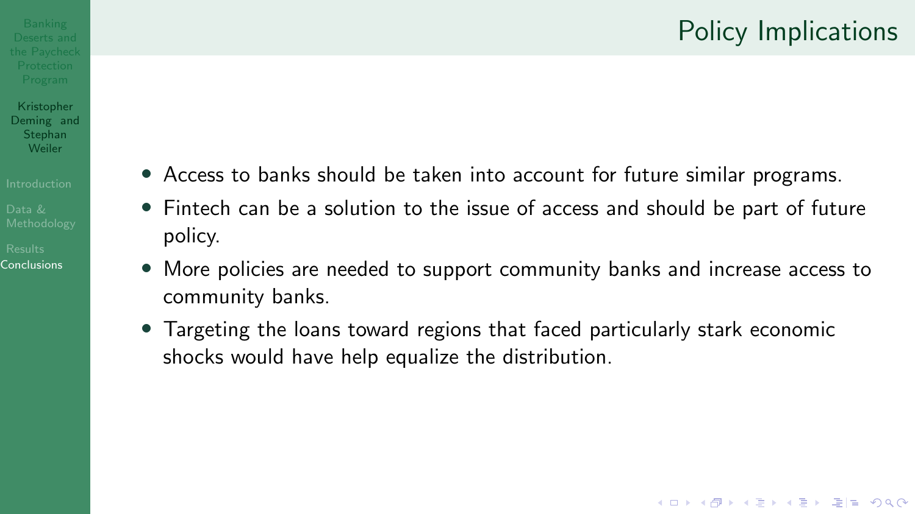# Policy Implications

- Access to banks should be taken into account for future similar programs.
- Fintech can be a solution to the issue of access and should be part of future policy.
- More policies are needed to support community banks and increase access to community banks.
- Targeting the loans toward regions that faced particularly stark economic shocks would have help equalize the distribution.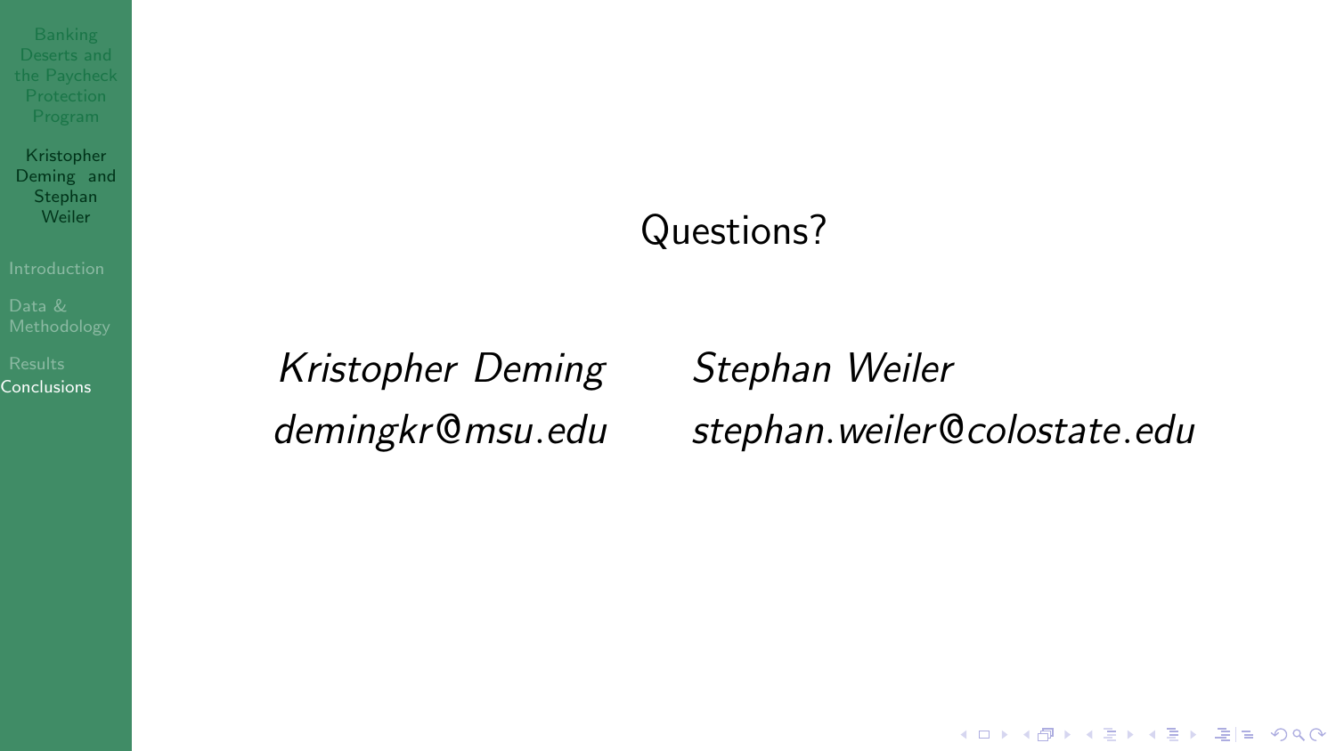Questions?

| *Kristopher Deming* | *Stephan Weiler* |
| --- | --- |
| *demingkr@msu.edu* | *stephan.weiler@colostate.edu* |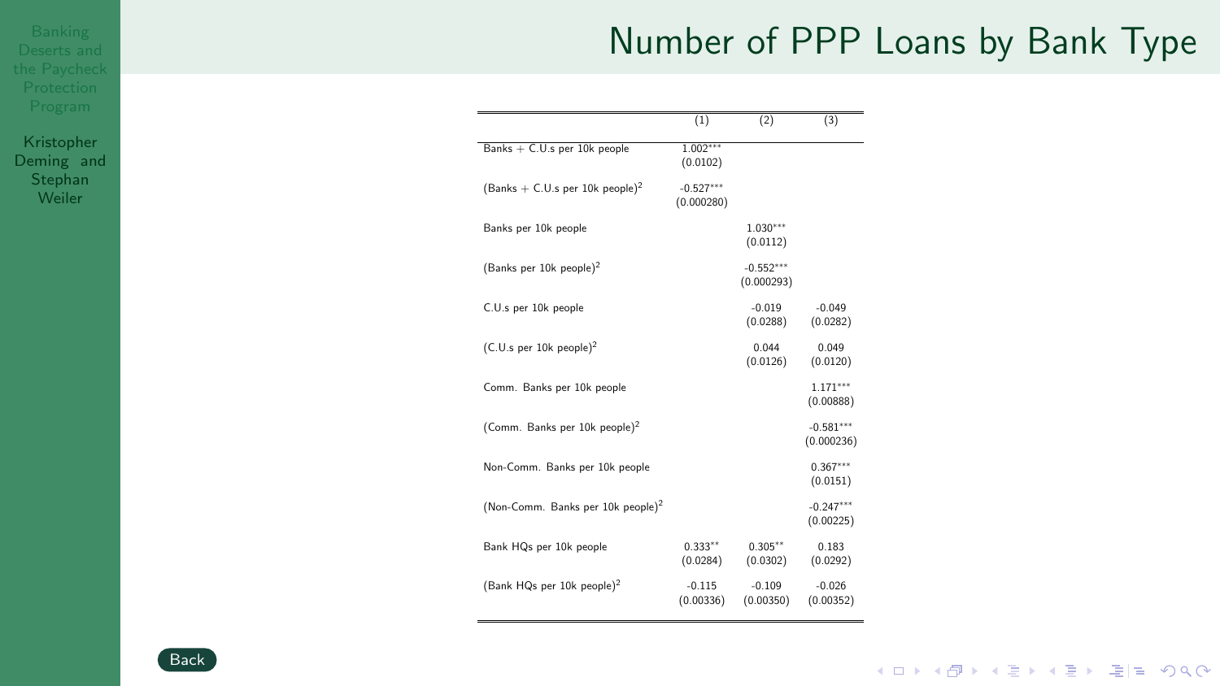# Number of PPP Loans by Bank Type

| | (1) | (2) | (3) |
|---|---|---|---|
| Banks + C.U.s per 10k people | 1.002*** | | |
| | (0.0102) | | |
| (Banks + C.U.s per 10k people)$^2$ | -0.527*** | | |
| | (0.000280) | | |
| Banks per 10k people | | 1.030*** | |
| | | (0.0112) | |
| (Banks per 10k people)$^2$ | | -0.552*** | |
| | | (0.000293) | |
| C.U.s per 10k people | | -0.019 | -0.049 |
| | | (0.0288) | (0.0282) |
| (C.U.s per 10k people)$^2$ | | 0.044 | 0.049 |
| | | (0.0126) | (0.0120) |
| Comm. Banks per 10k people | | | 1.171*** |
| | | | (0.00888) |
| (Comm. Banks per 10k people)$^2$ | | | -0.581*** |
| | | | (0.000236) |
| Non-Comm. Banks per 10k people | | | 0.367*** |
| | | | (0.0151) |
| (Non-Comm. Banks per 10k people)$^2$ | | | -0.247*** |
| | | | (0.00225) |
| Bank HQs per 10k people | 0.333** | 0.305** | 0.183 |
| | (0.0284) | (0.0302) | (0.0292) |
| (Bank HQs per 10k people)$^2$ | -0.115 | -0.109 | -0.026 |
| | (0.00336) | (0.00350) | (0.00352) |

Back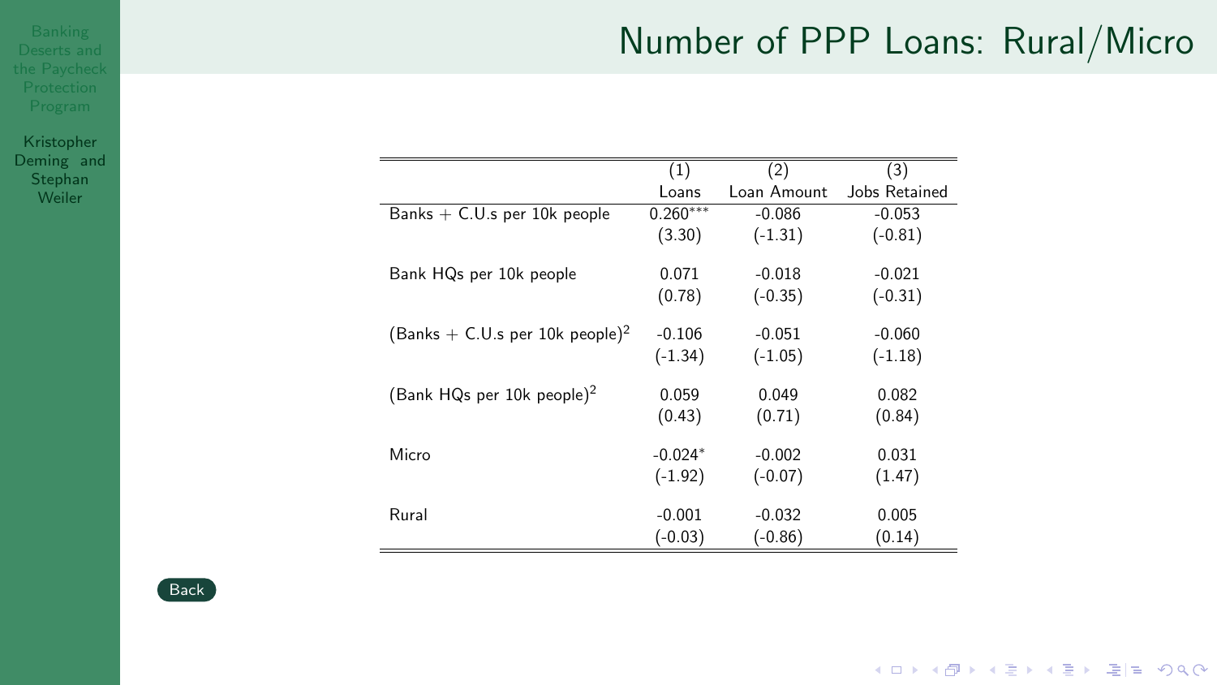## Number of PPP Loans: Rural/Micro

| | (1) Loans | (2) Loan Amount | (3) Jobs Retained |
|---|---|---|---|
| Banks + C.U.s per 10k people | 0.260*** | -0.086 | -0.053 |
| | (3.30) | (-1.31) | (-0.81) |
| Bank HQs per 10k people | 0.071 | -0.018 | -0.021 |
| | (0.78) | (-0.35) | (-0.31) |
| (Banks + C.U.s per 10k people)$^2$ | -0.106 | -0.051 | -0.060 |
| | (-1.34) | (-1.05) | (-1.18) |
| (Bank HQs per 10k people)$^2$ | 0.059 | 0.049 | 0.082 |
| | (0.43) | (0.71) | (0.84) |
| Micro | -0.024* | -0.002 | 0.031 |
| | (-1.92) | (-0.07) | (1.47) |
| Rural | -0.001 | -0.032 | 0.005 |
| | (-0.03) | (-0.86) | (0.14) |

Back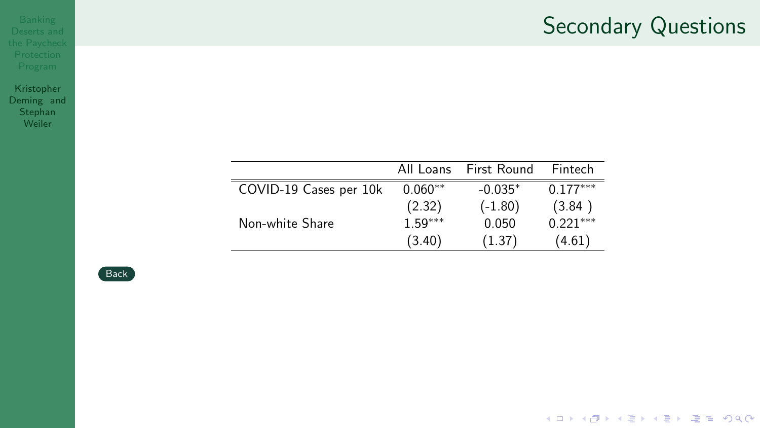# Secondary Questions

| | All Loans | First Round | Fintech |
|---|---|---|---|
| COVID-19 Cases per 10k | $0.060^{**}$ | $-0.035^{*}$ | $0.177^{***}$ |
| | (2.32) | (-1.80) | (3.84 ) |
| Non-white Share | $1.59^{***}$ | 0.050 | $0.221^{***}$ |
| | (3.40) | (1.37) | (4.61) |

Back